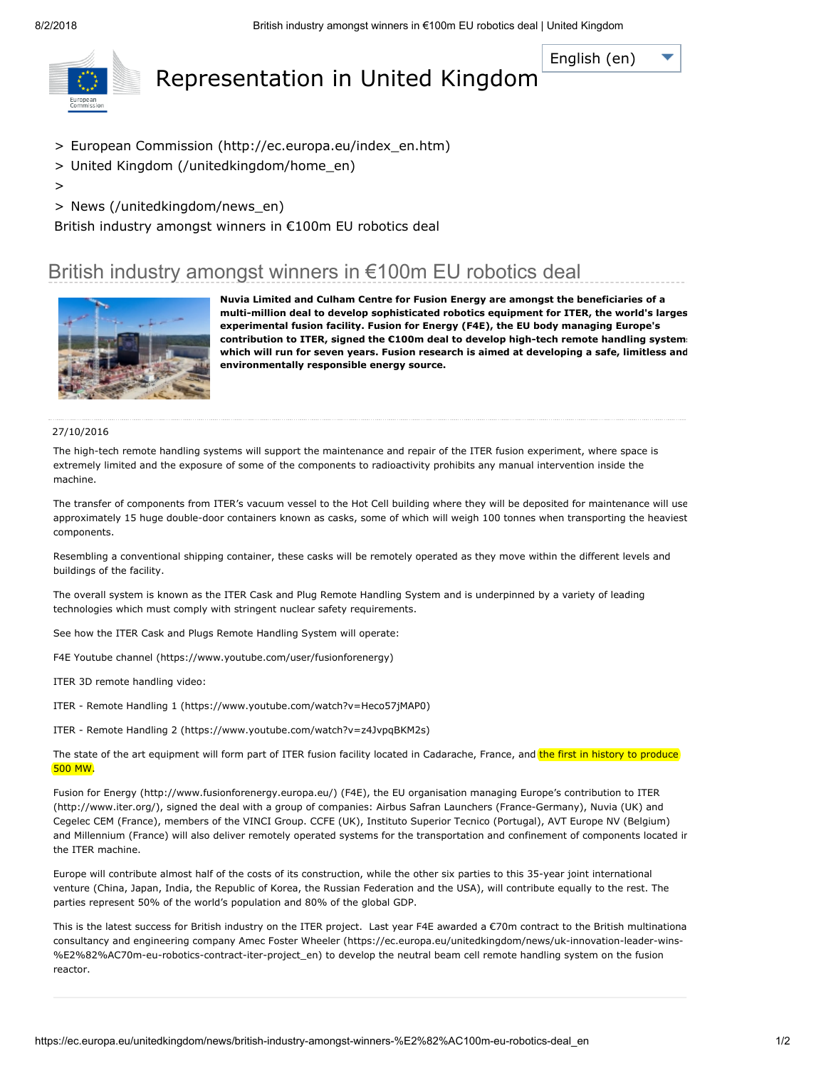Representation in United Kingdom

English (en)

> European Commission (http://ec.europa.eu/index_en.htm)
> United Kingdom (/unitedkingdom/home_en)
>
> News (/unitedkingdom/news_en)

British industry amongst winners in €100m EU robotics deal

# British industry amongst winners in €100m EU robotics deal

**Nuvia Limited and Culham Centre for Fusion Energy are amongst the beneficiaries of a multi-million deal to develop sophisticated robotics equipment for ITER, the world's larges experimental fusion facility. Fusion for Energy (F4E), the EU body managing Europe's contribution to ITER, signed the €100m deal to develop high-tech remote handling system which will run for seven years. Fusion research is aimed at developing a safe, limitless and environmentally responsible energy source.**

27/10/2016

The high-tech remote handling systems will support the maintenance and repair of the ITER fusion experiment, where space is extremely limited and the exposure of some of the components to radioactivity prohibits any manual intervention inside the machine.

The transfer of components from ITER's vacuum vessel to the Hot Cell building where they will be deposited for maintenance will use approximately 15 huge double-door containers known as casks, some of which will weigh 100 tonnes when transporting the heaviest components.

Resembling a conventional shipping container, these casks will be remotely operated as they move within the different levels and buildings of the facility.

The overall system is known as the ITER Cask and Plug Remote Handling System and is underpinned by a variety of leading technologies which must comply with stringent nuclear safety requirements.

See how the ITER Cask and Plugs Remote Handling System will operate:

F4E Youtube channel (https://www.youtube.com/user/fusionforenergy)

ITER 3D remote handling video:

ITER - Remote Handling 1 (https://www.youtube.com/watch?v=Heco57jMAP0)

ITER - Remote Handling 2 (https://www.youtube.com/watch?v=z4JvpqBKM2s)

The state of the art equipment will form part of ITER fusion facility located in Cadarache, France, and the first in history to produce 500 MW.

Fusion for Energy (http://www.fusionforenergy.europa.eu/) (F4E), the EU organisation managing Europe's contribution to ITER (http://www.iter.org/), signed the deal with a group of companies: Airbus Safran Launchers (France-Germany), Nuvia (UK) and Cegelec CEM (France), members of the VINCI Group. CCFE (UK), Instituto Superior Tecnico (Portugal), AVT Europe NV (Belgium) and Millennium (France) will also deliver remotely operated systems for the transportation and confinement of components located in the ITER machine.

Europe will contribute almost half of the costs of its construction, while the other six parties to this 35-year joint international venture (China, Japan, India, the Republic of Korea, the Russian Federation and the USA), will contribute equally to the rest. The parties represent 50% of the world's population and 80% of the global GDP.

This is the latest success for British industry on the ITER project. Last year F4E awarded a €70m contract to the British multinationa consultancy and engineering company Amec Foster Wheeler (https://ec.europa.eu/unitedkingdom/news/uk-innovation-leader-wins-%E2%82%AC70m-eu-robotics-contract-iter-project_en) to develop the neutral beam cell remote handling system on the fusion reactor.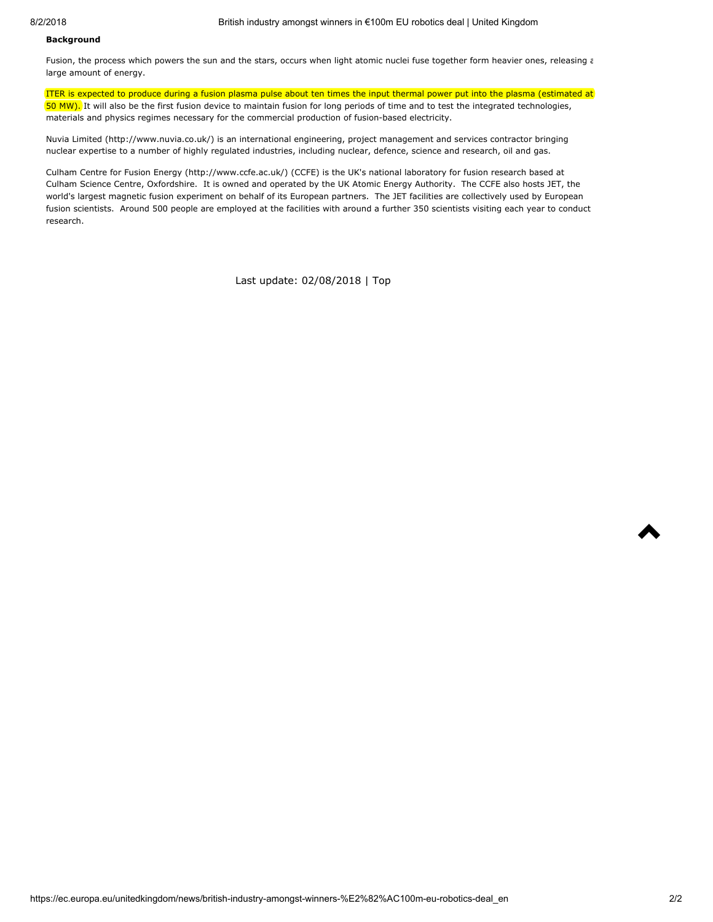**Background**

Fusion, the process which powers the sun and the stars, occurs when light atomic nuclei fuse together form heavier ones, releasing a large amount of energy.

ITER is expected to produce during a fusion plasma pulse about ten times the input thermal power put into the plasma (estimated at 50 MW). It will also be the first fusion device to maintain fusion for long periods of time and to test the integrated technologies, materials and physics regimes necessary for the commercial production of fusion-based electricity.

Nuvia Limited (http://www.nuvia.co.uk/) is an international engineering, project management and services contractor bringing nuclear expertise to a number of highly regulated industries, including nuclear, defence, science and research, oil and gas.

Culham Centre for Fusion Energy (http://www.ccfe.ac.uk/) (CCFE) is the UK's national laboratory for fusion research based at Culham Science Centre, Oxfordshire. It is owned and operated by the UK Atomic Energy Authority. The CCFE also hosts JET, the world's largest magnetic fusion experiment on behalf of its European partners. The JET facilities are collectively used by European fusion scientists. Around 500 people are employed at the facilities with around a further 350 scientists visiting each year to conduct research.

Last update: 02/08/2018 | Top